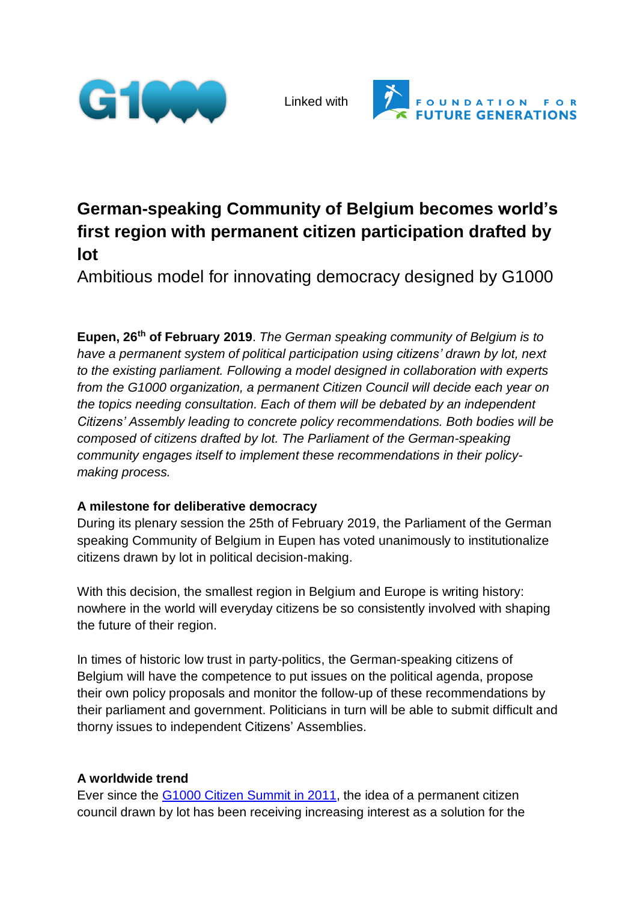Linked with

# German-speaking Community of Belgium becomes world's first region with permanent citizen participation drafted by lot

Ambitious model for innovating democracy designed by G1000

**Eupen, 26th of February 2019**. *The German speaking community of Belgium is to have a permanent system of political participation using citizens' drawn by lot, next to the existing parliament. Following a model designed in collaboration with experts from the G1000 organization, a permanent Citizen Council will decide each year on the topics needing consultation. Each of them will be debated by an independent Citizens' Assembly leading to concrete policy recommendations. Both bodies will be composed of citizens drafted by lot. The Parliament of the German-speaking community engages itself to implement these recommendations in their policy-making process.*

**A milestone for deliberative democracy**

During its plenary session the 25th of February 2019, the Parliament of the German speaking Community of Belgium in Eupen has voted unanimously to institutionalize citizens drawn by lot in political decision-making.

With this decision, the smallest region in Belgium and Europe is writing history: nowhere in the world will everyday citizens be so consistently involved with shaping the future of their region.

In times of historic low trust in party-politics, the German-speaking citizens of Belgium will have the competence to put issues on the political agenda, propose their own policy proposals and monitor the follow-up of these recommendations by their parliament and government. Politicians in turn will be able to submit difficult and thorny issues to independent Citizens' Assemblies.

**A worldwide trend**

Ever since the G1000 Citizen Summit in 2011, the idea of a permanent citizen council drawn by lot has been receiving increasing interest as a solution for the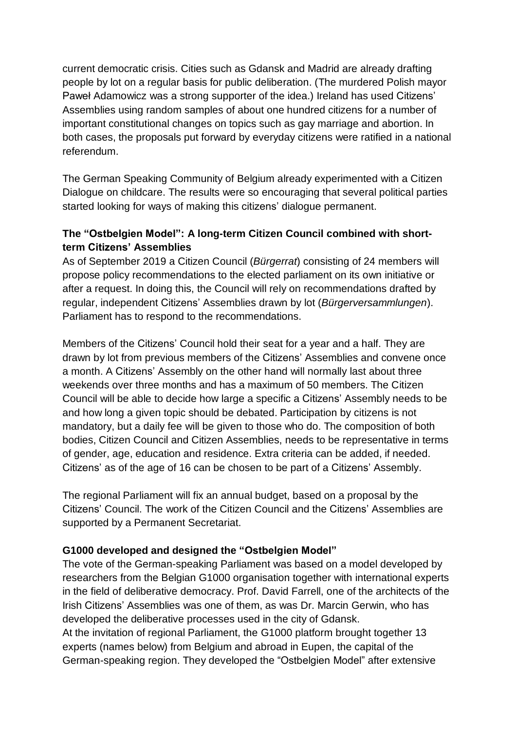current democratic crisis. Cities such as Gdansk and Madrid are already drafting people by lot on a regular basis for public deliberation. (The murdered Polish mayor Paweł Adamowicz was a strong supporter of the idea.) Ireland has used Citizens' Assemblies using random samples of about one hundred citizens for a number of important constitutional changes on topics such as gay marriage and abortion. In both cases, the proposals put forward by everyday citizens were ratified in a national referendum.

The German Speaking Community of Belgium already experimented with a Citizen Dialogue on childcare. The results were so encouraging that several political parties started looking for ways of making this citizens' dialogue permanent.

**The "Ostbelgien Model": A long-term Citizen Council combined with short-term Citizens' Assemblies**

As of September 2019 a Citizen Council (*Bürgerrat*) consisting of 24 members will propose policy recommendations to the elected parliament on its own initiative or after a request. In doing this, the Council will rely on recommendations drafted by regular, independent Citizens' Assemblies drawn by lot (*Bürgerversammlungen*). Parliament has to respond to the recommendations.

Members of the Citizens' Council hold their seat for a year and a half. They are drawn by lot from previous members of the Citizens' Assemblies and convene once a month. A Citizens' Assembly on the other hand will normally last about three weekends over three months and has a maximum of 50 members. The Citizen Council will be able to decide how large a specific a Citizens' Assembly needs to be and how long a given topic should be debated. Participation by citizens is not mandatory, but a daily fee will be given to those who do. The composition of both bodies, Citizen Council and Citizen Assemblies, needs to be representative in terms of gender, age, education and residence. Extra criteria can be added, if needed. Citizens' as of the age of 16 can be chosen to be part of a Citizens' Assembly.

The regional Parliament will fix an annual budget, based on a proposal by the Citizens' Council. The work of the Citizen Council and the Citizens' Assemblies are supported by a Permanent Secretariat.

**G1000 developed and designed the "Ostbelgien Model"**

The vote of the German-speaking Parliament was based on a model developed by researchers from the Belgian G1000 organisation together with international experts in the field of deliberative democracy. Prof. David Farrell, one of the architects of the Irish Citizens' Assemblies was one of them, as was Dr. Marcin Gerwin, who has developed the deliberative processes used in the city of Gdansk.

At the invitation of regional Parliament, the G1000 platform brought together 13 experts (names below) from Belgium and abroad in Eupen, the capital of the German-speaking region. They developed the "Ostbelgien Model" after extensive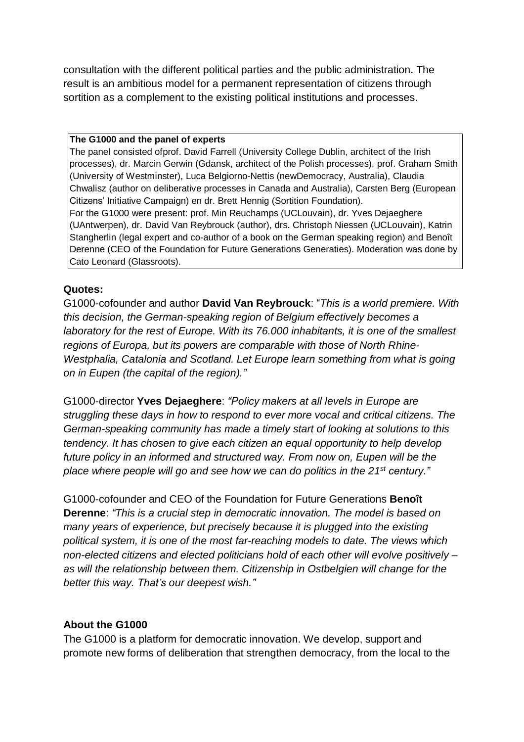consultation with the different political parties and the public administration. The result is an ambitious model for a permanent representation of citizens through sortition as a complement to the existing political institutions and processes.

**The G1000 and the panel of experts**

The panel consisted ofprof. David Farrell (University College Dublin, architect of the Irish processes), dr. Marcin Gerwin (Gdansk, architect of the Polish processes), prof. Graham Smith (University of Westminster), Luca Belgiorno-Nettis (newDemocracy, Australia), Claudia Chwalisz (author on deliberative processes in Canada and Australia), Carsten Berg (European Citizens' Initiative Campaign) en dr. Brett Hennig (Sortition Foundation).
For the G1000 were present: prof. Min Reuchamps (UCLouvain), dr. Yves Dejaeghere (UAntwerpen), dr. David Van Reybrouck (author), drs. Christoph Niessen (UCLouvain), Katrin Stangherlin (legal expert and co-author of a book on the German speaking region) and Benoît Derenne (CEO of the Foundation for Future Generations Generaties). Moderation was done by Cato Leonard (Glassroots).

**Quotes:**

G1000-cofounder and author **David Van Reybrouck**: "*This is a world premiere. With this decision, the German-speaking region of Belgium effectively becomes a laboratory for the rest of Europe. With its 76.000 inhabitants, it is one of the smallest regions of Europa, but its powers are comparable with those of North Rhine-Westphalia, Catalonia and Scotland. Let Europe learn something from what is going on in Eupen (the capital of the region).*"

G1000-director **Yves Dejaeghere**: *"Policy makers at all levels in Europe are struggling these days in how to respond to ever more vocal and critical citizens. The German-speaking community has made a timely start of looking at solutions to this tendency. It has chosen to give each citizen an equal opportunity to help develop future policy in an informed and structured way. From now on, Eupen will be the place where people will go and see how we can do politics in the 21st century."*

G1000-cofounder and CEO of the Foundation for Future Generations **Benoît Derenne**: *"This is a crucial step in democratic innovation. The model is based on many years of experience, but precisely because it is plugged into the existing political system, it is one of the most far-reaching models to date. The views which non-elected citizens and elected politicians hold of each other will evolve positively – as will the relationship between them. Citizenship in Ostbelgien will change for the better this way. That's our deepest wish."*

**About the G1000**

The G1000 is a platform for democratic innovation. We develop, support and promote new forms of deliberation that strengthen democracy, from the local to the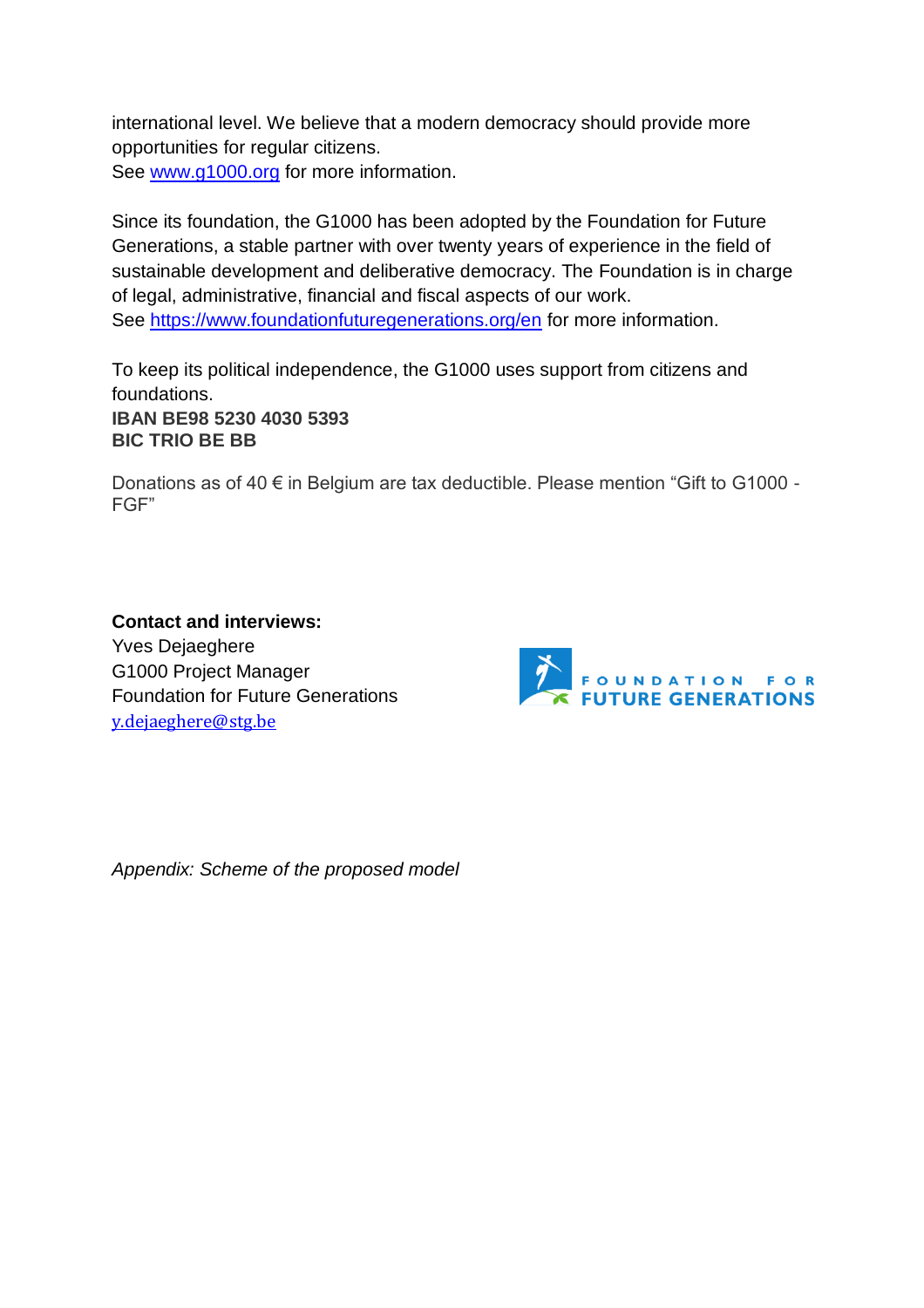international level. We believe that a modern democracy should provide more opportunities for regular citizens.
See www.g1000.org for more information.

Since its foundation, the G1000 has been adopted by the Foundation for Future Generations, a stable partner with over twenty years of experience in the field of sustainable development and deliberative democracy. The Foundation is in charge of legal, administrative, financial and fiscal aspects of our work.
See https://www.foundationfuturegenerations.org/en for more information.

To keep its political independence, the G1000 uses support from citizens and foundations.
**IBAN BE98 5230 4030 5393**
**BIC TRIO BE BB**

Donations as of 40 € in Belgium are tax deductible. Please mention "Gift to G1000 - FGF"

**Contact and interviews:**
Yves Dejaeghere
G1000 Project Manager
Foundation for Future Generations
y.dejaeghere@stg.be

FOUNDATION FOR FUTURE GENERATIONS

*Appendix: Scheme of the proposed model*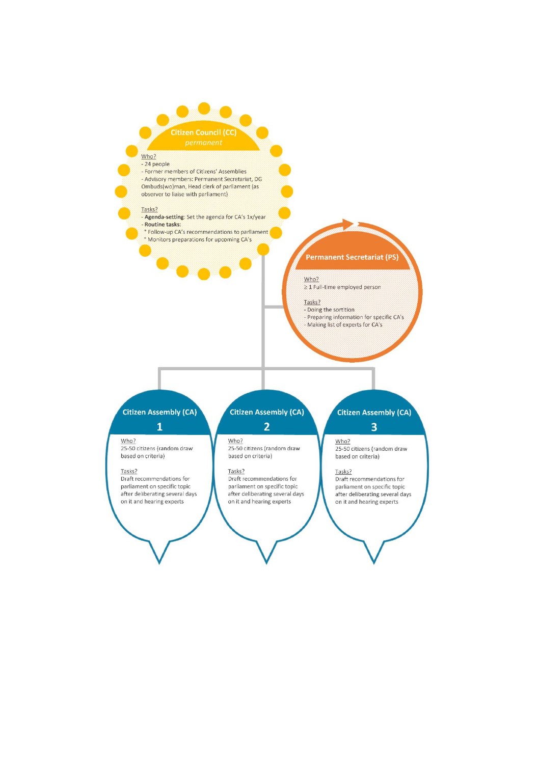**Citizen Council (CC)**
*permanent*

Who?
- 24 people
- Former members of Citizens' Assemblies
- Advisory members: Permanent Secretariat, DG Ombuds(wo)man, Head clerk of parliament (as observer to liaise with parliament)

Tasks?
- **Agenda-setting**: Set the agenda for CA's 1x/year
- **Routine tasks:**
  - ° Follow-up CA's recommendations to parliament
  - ° Monitors preparations for upcoming CA's

**Permanent Secretariat (PS)**

Who?
≥ 1 Full-time employed person

Tasks?
- Doing the sortition
- Preparing information for specific CA's
- Making list of experts for CA's

**Citizen Assembly (CA) 1**

Who?
25-50 citizens (random draw based on criteria)

Tasks?
Draft recommendations for parliament on specific topic after deliberating several days on it and hearing experts

**Citizen Assembly (CA) 2**

Who?
25-50 citizens (random draw based on criteria)

Tasks?
Draft recommendations for parliament on specific topic after deliberating several days on it and hearing experts

**Citizen Assembly (CA) 3**

Who?
25-50 citizens (random draw based on criteria)

Tasks?
Draft recommendations for parliament on specific topic after deliberating several days on it and hearing experts